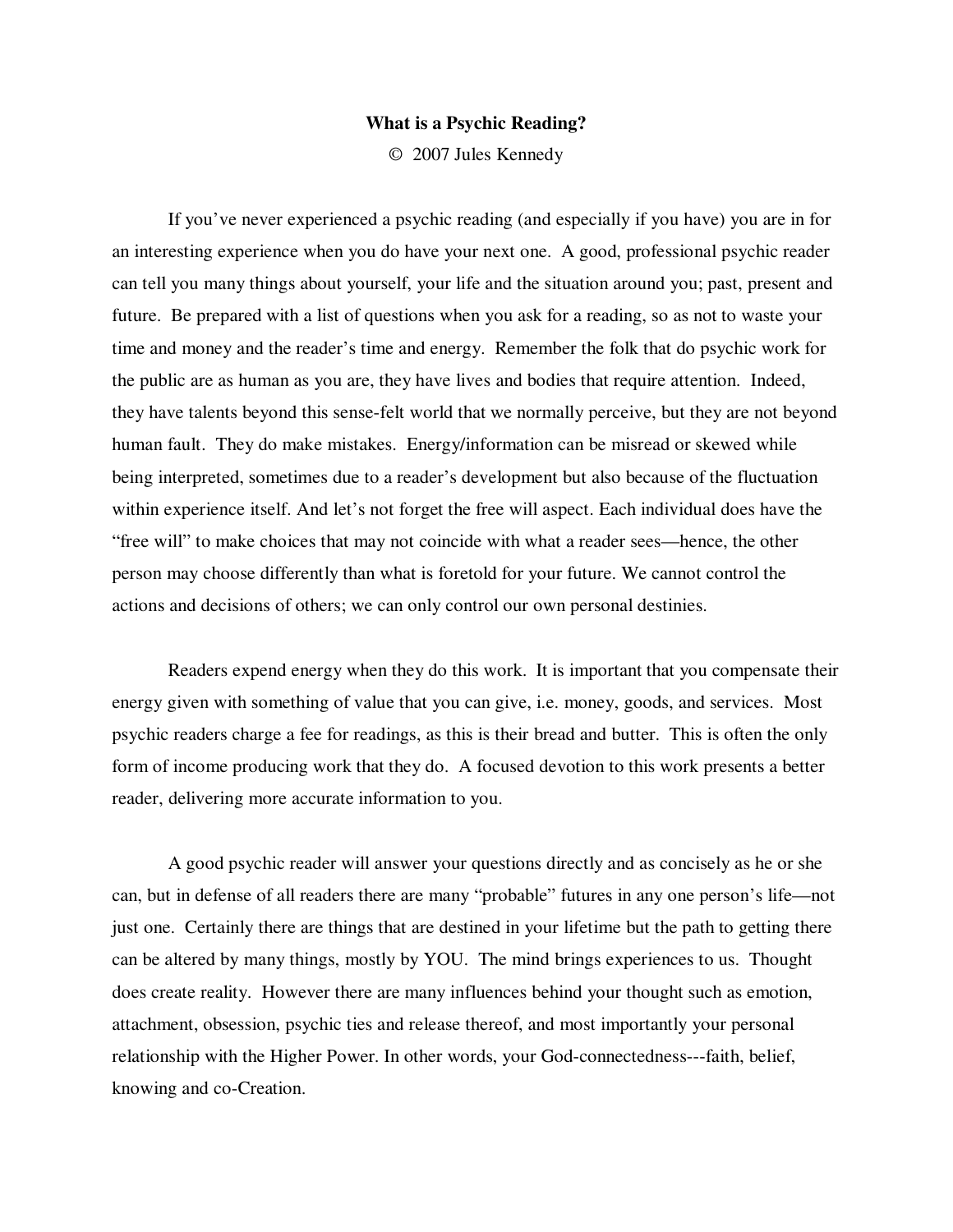# What is a Psychic Reading?

© 2007 Jules Kennedy

If you've never experienced a psychic reading (and especially if you have) you are in for an interesting experience when you do have your next one. A good, professional psychic reader can tell you many things about yourself, your life and the situation around you; past, present and future. Be prepared with a list of questions when you ask for a reading, so as not to waste your time and money and the reader's time and energy. Remember the folk that do psychic work for the public are as human as you are, they have lives and bodies that require attention. Indeed, they have talents beyond this sense-felt world that we normally perceive, but they are not beyond human fault. They do make mistakes. Energy/information can be misread or skewed while being interpreted, sometimes due to a reader's development but also because of the fluctuation within experience itself. And let's not forget the free will aspect. Each individual does have the "free will" to make choices that may not coincide with what a reader sees—hence, the other person may choose differently than what is foretold for your future. We cannot control the actions and decisions of others; we can only control our own personal destinies.

Readers expend energy when they do this work. It is important that you compensate their energy given with something of value that you can give, i.e. money, goods, and services. Most psychic readers charge a fee for readings, as this is their bread and butter. This is often the only form of income producing work that they do. A focused devotion to this work presents a better reader, delivering more accurate information to you.

A good psychic reader will answer your questions directly and as concisely as he or she can, but in defense of all readers there are many "probable" futures in any one person's life—not just one. Certainly there are things that are destined in your lifetime but the path to getting there can be altered by many things, mostly by YOU. The mind brings experiences to us. Thought does create reality. However there are many influences behind your thought such as emotion, attachment, obsession, psychic ties and release thereof, and most importantly your personal relationship with the Higher Power. In other words, your God-connectedness---faith, belief, knowing and co-Creation.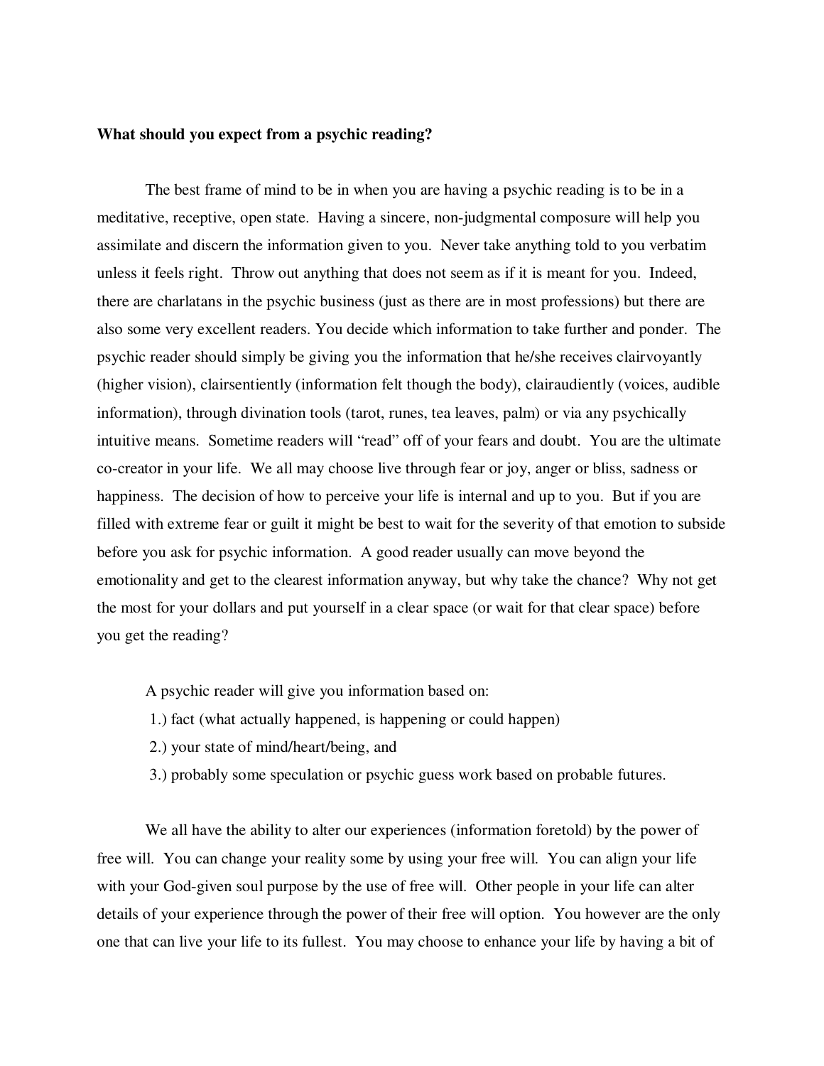**What should you expect from a psychic reading?**

The best frame of mind to be in when you are having a psychic reading is to be in a meditative, receptive, open state. Having a sincere, non-judgmental composure will help you assimilate and discern the information given to you. Never take anything told to you verbatim unless it feels right. Throw out anything that does not seem as if it is meant for you. Indeed, there are charlatans in the psychic business (just as there are in most professions) but there are also some very excellent readers. You decide which information to take further and ponder. The psychic reader should simply be giving you the information that he/she receives clairvoyantly (higher vision), clairsentiently (information felt though the body), clairaudiently (voices, audible information), through divination tools (tarot, runes, tea leaves, palm) or via any psychically intuitive means. Sometime readers will "read" off of your fears and doubt. You are the ultimate co-creator in your life. We all may choose live through fear or joy, anger or bliss, sadness or happiness. The decision of how to perceive your life is internal and up to you. But if you are filled with extreme fear or guilt it might be best to wait for the severity of that emotion to subside before you ask for psychic information. A good reader usually can move beyond the emotionality and get to the clearest information anyway, but why take the chance? Why not get the most for your dollars and put yourself in a clear space (or wait for that clear space) before you get the reading?

A psychic reader will give you information based on:

1.) fact (what actually happened, is happening or could happen)
2.) your state of mind/heart/being, and
3.) probably some speculation or psychic guess work based on probable futures.

We all have the ability to alter our experiences (information foretold) by the power of free will. You can change your reality some by using your free will. You can align your life with your God-given soul purpose by the use of free will. Other people in your life can alter details of your experience through the power of their free will option. You however are the only one that can live your life to its fullest. You may choose to enhance your life by having a bit of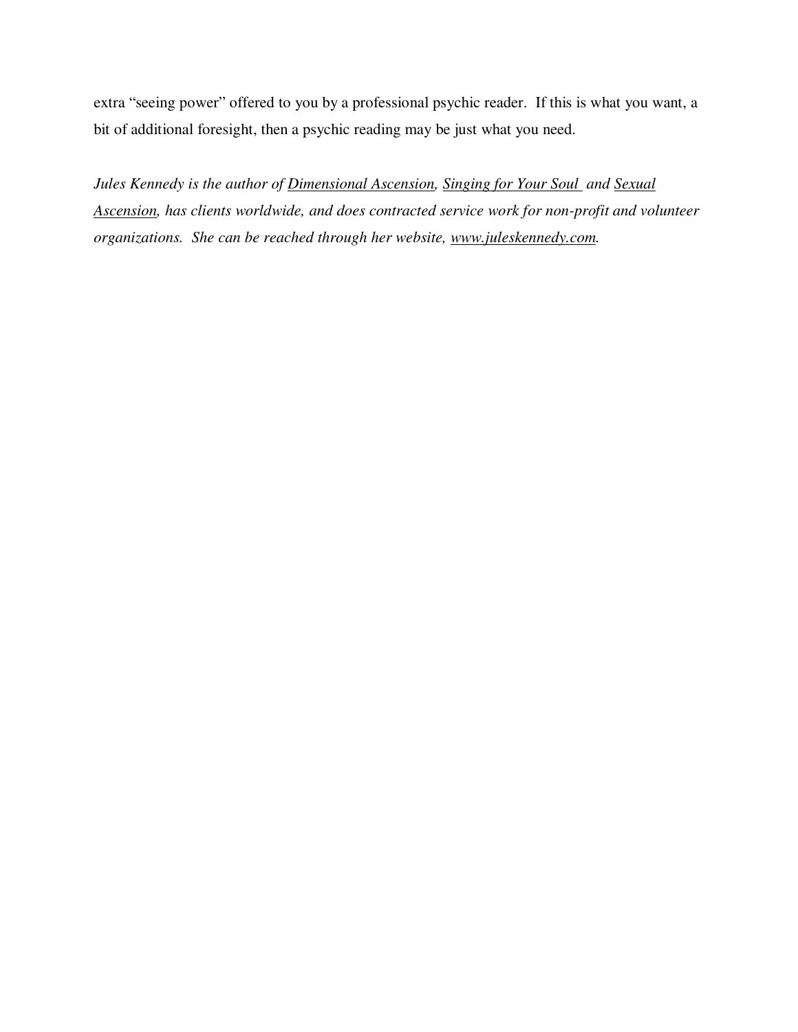extra "seeing power" offered to you by a professional psychic reader. If this is what you want, a bit of additional foresight, then a psychic reading may be just what you need.

*Jules Kennedy is the author of Dimensional Ascension, Singing for Your Soul and Sexual Ascension, has clients worldwide, and does contracted service work for non-profit and volunteer organizations. She can be reached through her website, www.juleskennedy.com.*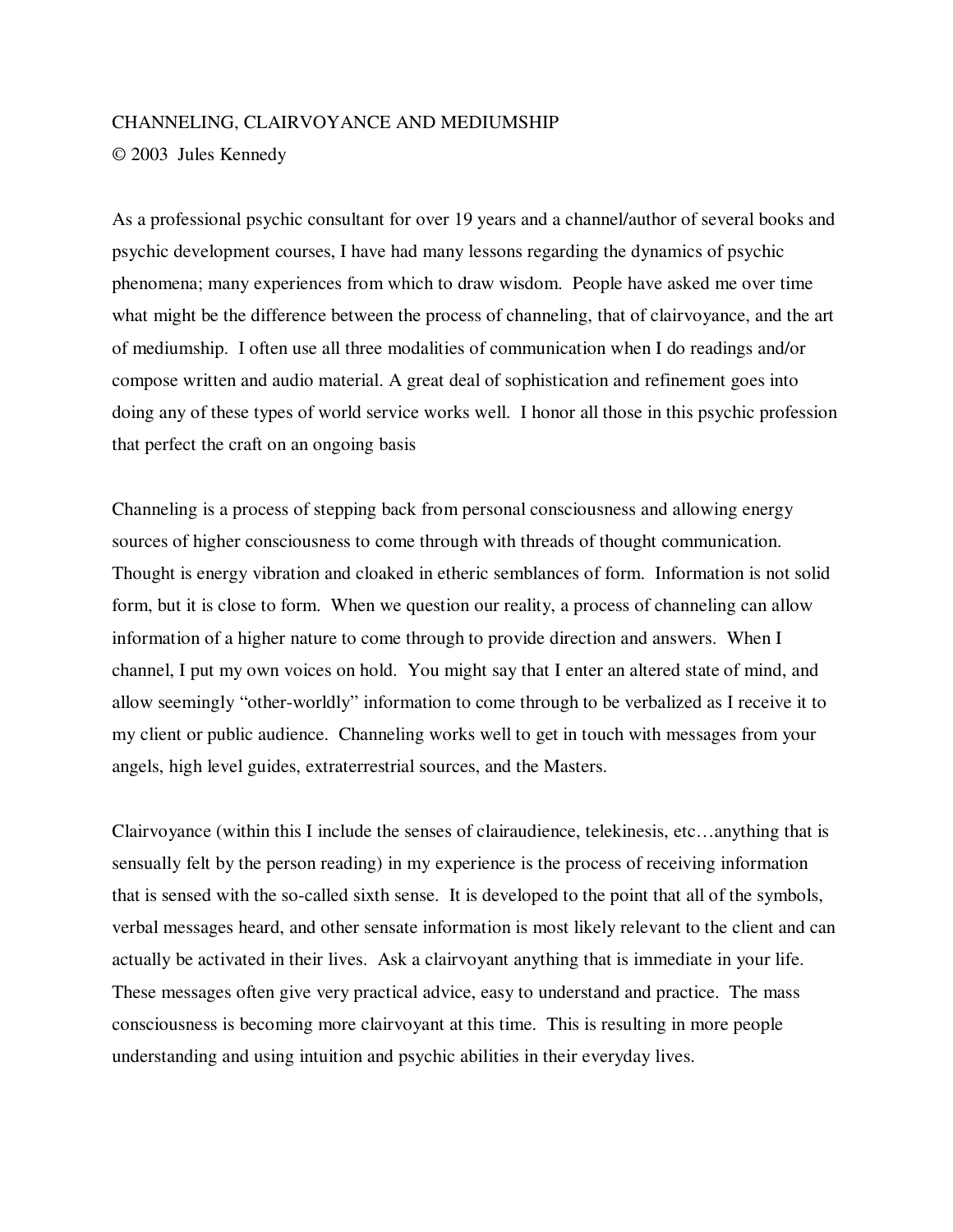CHANNELING, CLAIRVOYANCE AND MEDIUMSHIP

© 2003 Jules Kennedy

As a professional psychic consultant for over 19 years and a channel/author of several books and psychic development courses, I have had many lessons regarding the dynamics of psychic phenomena; many experiences from which to draw wisdom. People have asked me over time what might be the difference between the process of channeling, that of clairvoyance, and the art of mediumship. I often use all three modalities of communication when I do readings and/or compose written and audio material. A great deal of sophistication and refinement goes into doing any of these types of world service works well. I honor all those in this psychic profession that perfect the craft on an ongoing basis

Channeling is a process of stepping back from personal consciousness and allowing energy sources of higher consciousness to come through with threads of thought communication. Thought is energy vibration and cloaked in etheric semblances of form. Information is not solid form, but it is close to form. When we question our reality, a process of channeling can allow information of a higher nature to come through to provide direction and answers. When I channel, I put my own voices on hold. You might say that I enter an altered state of mind, and allow seemingly "other-worldly" information to come through to be verbalized as I receive it to my client or public audience. Channeling works well to get in touch with messages from your angels, high level guides, extraterrestrial sources, and the Masters.

Clairvoyance (within this I include the senses of clairaudience, telekinesis, etc…anything that is sensually felt by the person reading) in my experience is the process of receiving information that is sensed with the so-called sixth sense. It is developed to the point that all of the symbols, verbal messages heard, and other sensate information is most likely relevant to the client and can actually be activated in their lives. Ask a clairvoyant anything that is immediate in your life. These messages often give very practical advice, easy to understand and practice. The mass consciousness is becoming more clairvoyant at this time. This is resulting in more people understanding and using intuition and psychic abilities in their everyday lives.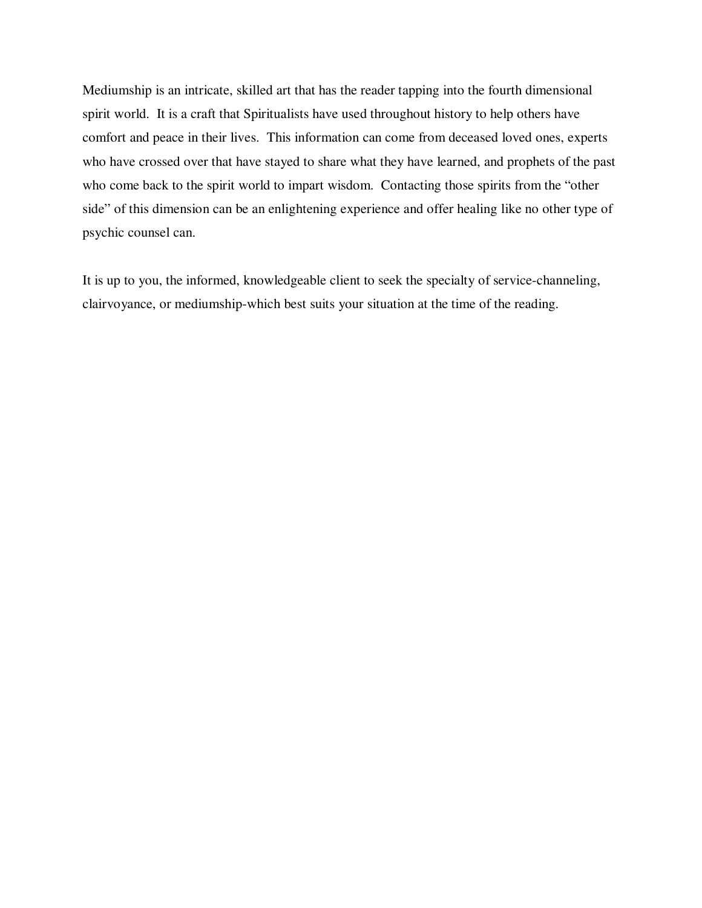Mediumship is an intricate, skilled art that has the reader tapping into the fourth dimensional spirit world. It is a craft that Spiritualists have used throughout history to help others have comfort and peace in their lives. This information can come from deceased loved ones, experts who have crossed over that have stayed to share what they have learned, and prophets of the past who come back to the spirit world to impart wisdom. Contacting those spirits from the "other side" of this dimension can be an enlightening experience and offer healing like no other type of psychic counsel can.

It is up to you, the informed, knowledgeable client to seek the specialty of service-channeling, clairvoyance, or mediumship-which best suits your situation at the time of the reading.